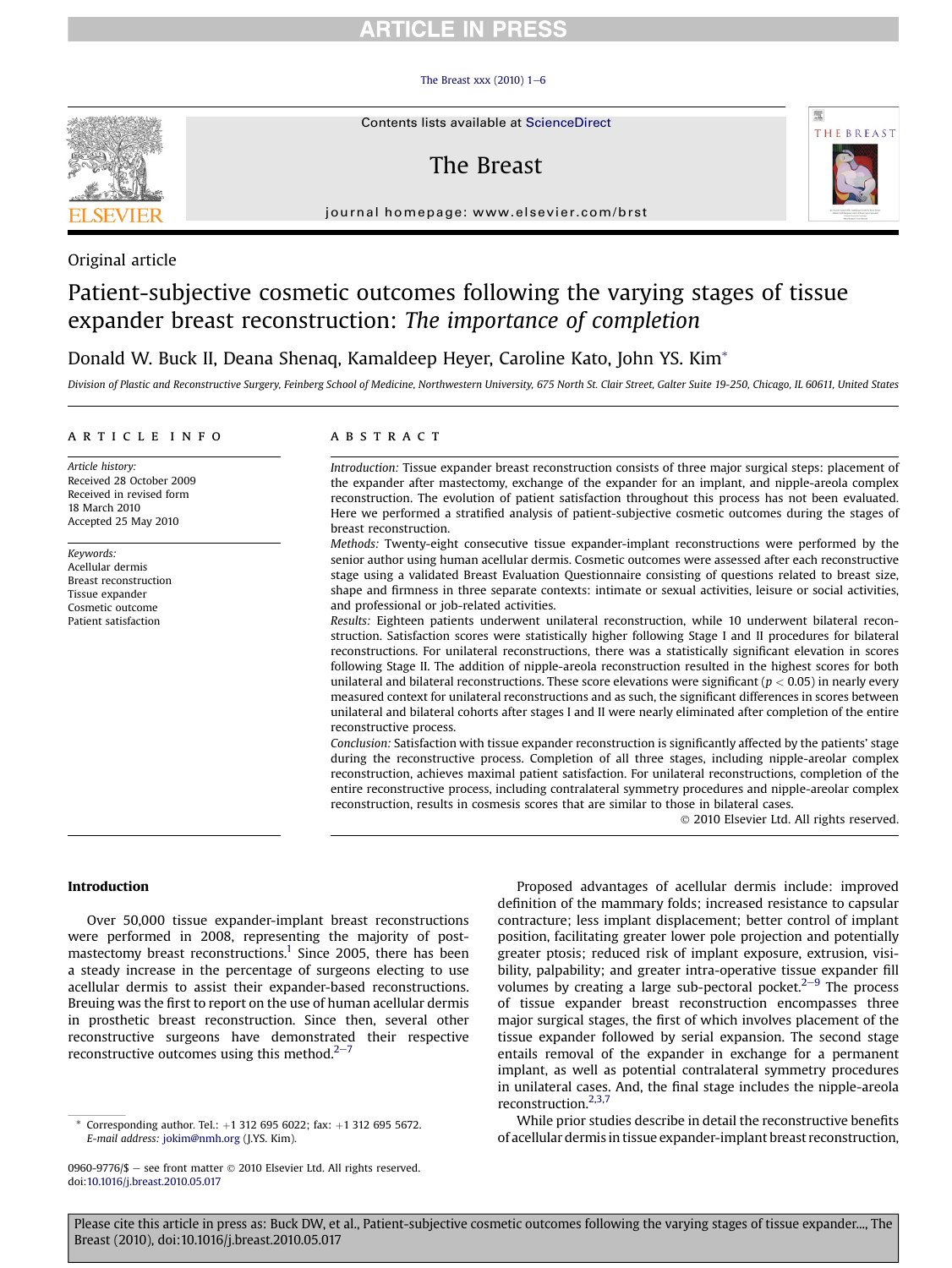Original article

# Patient-subjective cosmetic outcomes following the varying stages of tissue expander breast reconstruction: *The importance of completion*

Donald W. Buck II, Deana Shenaq, Kamaldeep Heyer, Caroline Kato, John YS. Kim*

*Division of Plastic and Reconstructive Surgery, Feinberg School of Medicine, Northwestern University, 675 North St. Clair Street, Galter Suite 19-250, Chicago, IL 60611, United States*

## ARTICLE INFO

*Article history:*
Received 28 October 2009
Received in revised form
18 March 2010
Accepted 25 May 2010

*Keywords:*
Acellular dermis
Breast reconstruction
Tissue expander
Cosmetic outcome
Patient satisfaction

## ABSTRACT

*Introduction:* Tissue expander breast reconstruction consists of three major surgical steps: placement of the expander after mastectomy, exchange of the expander for an implant, and nipple-areola complex reconstruction. The evolution of patient satisfaction throughout this process has not been evaluated. Here we performed a stratified analysis of patient-subjective cosmetic outcomes during the stages of breast reconstruction.

*Methods:* Twenty-eight consecutive tissue expander-implant reconstructions were performed by the senior author using human acellular dermis. Cosmetic outcomes were assessed after each reconstructive stage using a validated Breast Evaluation Questionnaire consisting of questions related to breast size, shape and firmness in three separate contexts: intimate or sexual activities, leisure or social activities, and professional or job-related activities.

*Results:* Eighteen patients underwent unilateral reconstruction, while 10 underwent bilateral reconstruction. Satisfaction scores were statistically higher following Stage I and II procedures for bilateral reconstructions. For unilateral reconstructions, there was a statistically significant elevation in scores following Stage II. The addition of nipple-areola reconstruction resulted in the highest scores for both unilateral and bilateral reconstructions. These score elevations were significant ($p < 0.05$) in nearly every measured context for unilateral reconstructions and as such, the significant differences in scores between unilateral and bilateral cohorts after stages I and II were nearly eliminated after completion of the entire reconstructive process.

*Conclusion:* Satisfaction with tissue expander reconstruction is significantly affected by the patients' stage during the reconstructive process. Completion of all three stages, including nipple-areolar complex reconstruction, achieves maximal patient satisfaction. For unilateral reconstructions, completion of the entire reconstructive process, including contralateral symmetry procedures and nipple-areolar complex reconstruction, results in cosmesis scores that are similar to those in bilateral cases.

© 2010 Elsevier Ltd. All rights reserved.

## Introduction

Over 50,000 tissue expander-implant breast reconstructions were performed in 2008, representing the majority of post-mastectomy breast reconstructions.[1] Since 2005, there has been a steady increase in the percentage of surgeons electing to use acellular dermis to assist their expander-based reconstructions. Breuing was the first to report on the use of human acellular dermis in prosthetic breast reconstruction. Since then, several other reconstructive surgeons have demonstrated their respective reconstructive outcomes using this method.[2–7]

Proposed advantages of acellular dermis include: improved definition of the mammary folds; increased resistance to capsular contracture; less implant displacement; better control of implant position, facilitating greater lower pole projection and potentially greater ptosis; reduced risk of implant exposure, extrusion, visibility, palpability; and greater intra-operative tissue expander fill volumes by creating a large sub-pectoral pocket.[2–9] The process of tissue expander breast reconstruction encompasses three major surgical stages, the first of which involves placement of the tissue expander followed by serial expansion. The second stage entails removal of the expander in exchange for a permanent implant, as well as potential contralateral symmetry procedures in unilateral cases. And, the final stage includes the nipple-areola reconstruction.[2,3,7]

While prior studies describe in detail the reconstructive benefits of acellular dermis in tissue expander-implant breast reconstruction,

* Corresponding author. Tel.: +1 312 695 6022; fax: +1 312 695 5672.
*E-mail address:* jokim@nmh.org (J.YS. Kim).

0960-9776/$ – see front matter © 2010 Elsevier Ltd. All rights reserved.
doi:10.1016/j.breast.2010.05.017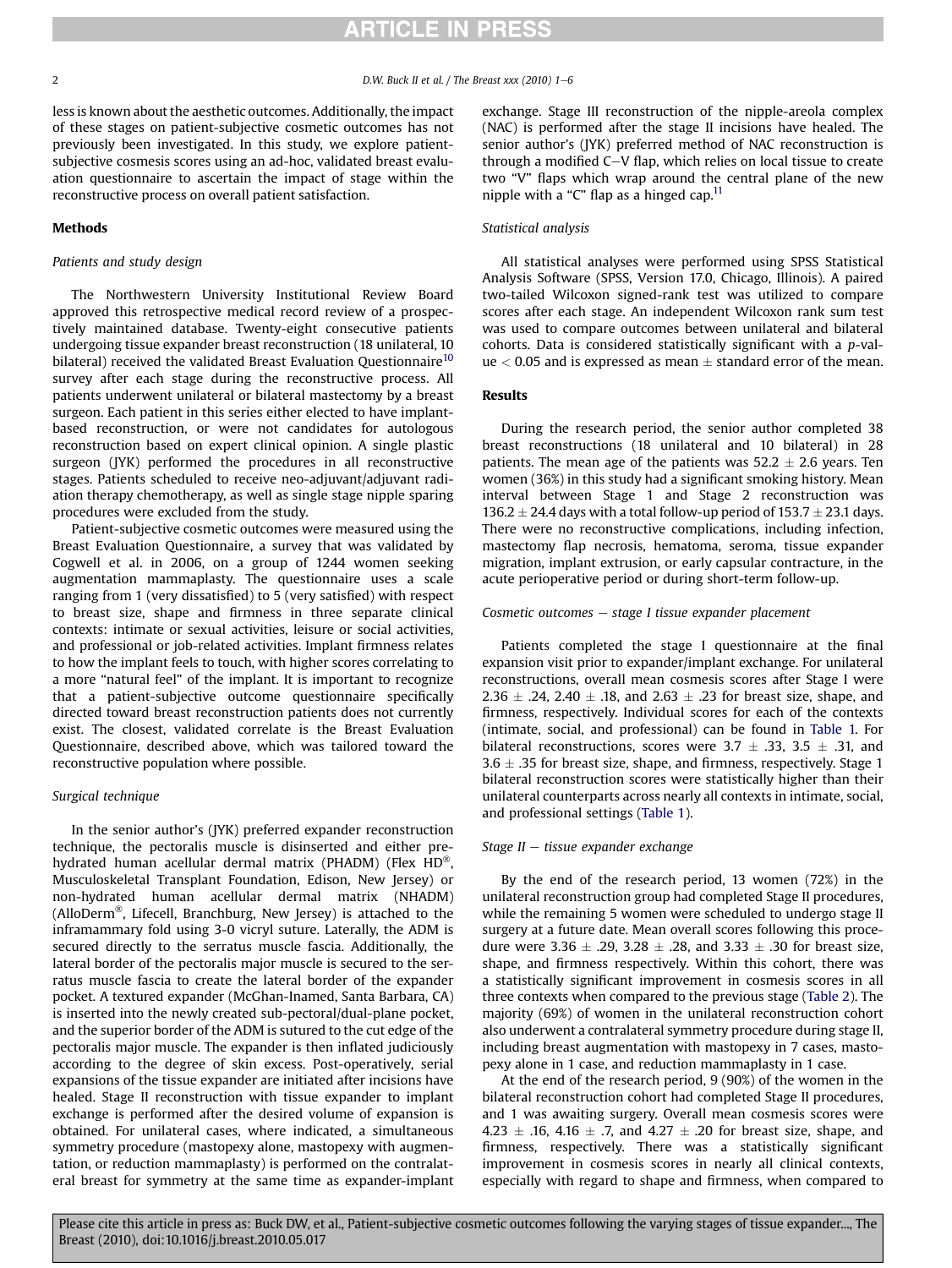less is known about the aesthetic outcomes. Additionally, the impact of these stages on patient-subjective cosmetic outcomes has not previously been investigated. In this study, we explore patient-subjective cosmesis scores using an ad-hoc, validated breast evaluation questionnaire to ascertain the impact of stage within the reconstructive process on overall patient satisfaction.

## Methods

### *Patients and study design*

The Northwestern University Institutional Review Board approved this retrospective medical record review of a prospectively maintained database. Twenty-eight consecutive patients undergoing tissue expander breast reconstruction (18 unilateral, 10 bilateral) received the validated Breast Evaluation Questionnaire[10] survey after each stage during the reconstructive process. All patients underwent unilateral or bilateral mastectomy by a breast surgeon. Each patient in this series either elected to have implant-based reconstruction, or were not candidates for autologous reconstruction based on expert clinical opinion. A single plastic surgeon (JYK) performed the procedures in all reconstructive stages. Patients scheduled to receive neo-adjuvant/adjuvant radiation therapy chemotherapy, as well as single stage nipple sparing procedures were excluded from the study.

Patient-subjective cosmetic outcomes were measured using the Breast Evaluation Questionnaire, a survey that was validated by Cogwell et al. in 2006, on a group of 1244 women seeking augmentation mammaplasty. The questionnaire uses a scale ranging from 1 (very dissatisfied) to 5 (very satisfied) with respect to breast size, shape and firmness in three separate clinical contexts: intimate or sexual activities, leisure or social activities, and professional or job-related activities. Implant firmness relates to how the implant feels to touch, with higher scores correlating to a more "natural feel" of the implant. It is important to recognize that a patient-subjective outcome questionnaire specifically directed toward breast reconstruction patients does not currently exist. The closest, validated correlate is the Breast Evaluation Questionnaire, described above, which was tailored toward the reconstructive population where possible.

### *Surgical technique*

In the senior author's (JYK) preferred expander reconstruction technique, the pectoralis muscle is disinserted and either pre-hydrated human acellular dermal matrix (PHADM) (Flex HD®, Musculoskeletal Transplant Foundation, Edison, New Jersey) or non-hydrated human acellular dermal matrix (NHADM) (AlloDerm®, Lifecell, Branchburg, New Jersey) is attached to the inframammary fold using 3-0 vicryl suture. Laterally, the ADM is secured directly to the serratus muscle fascia. Additionally, the lateral border of the pectoralis major muscle is secured to the serratus muscle fascia to create the lateral border of the expander pocket. A textured expander (McGhan-Inamed, Santa Barbara, CA) is inserted into the newly created sub-pectoral/dual-plane pocket, and the superior border of the ADM is sutured to the cut edge of the pectoralis major muscle. The expander is then inflated judiciously according to the degree of skin excess. Post-operatively, serial expansions of the tissue expander are initiated after incisions have healed. Stage II reconstruction with tissue expander to implant exchange is performed after the desired volume of expansion is obtained. For unilateral cases, where indicated, a simultaneous symmetry procedure (mastopexy alone, mastopexy with augmentation, or reduction mammaplasty) is performed on the contralateral breast for symmetry at the same time as expander-implant exchange. Stage III reconstruction of the nipple-areola complex (NAC) is performed after the stage II incisions have healed. The senior author's (JYK) preferred method of NAC reconstruction is through a modified C–V flap, which relies on local tissue to create two "V" flaps which wrap around the central plane of the new nipple with a "C" flap as a hinged cap.[11]

### *Statistical analysis*

All statistical analyses were performed using SPSS Statistical Analysis Software (SPSS, Version 17.0, Chicago, Illinois). A paired two-tailed Wilcoxon signed-rank test was utilized to compare scores after each stage. An independent Wilcoxon rank sum test was used to compare outcomes between unilateral and bilateral cohorts. Data is considered statistically significant with a $p$-value $< 0.05$ and is expressed as mean $\pm$ standard error of the mean.

## Results

During the research period, the senior author completed 38 breast reconstructions (18 unilateral and 10 bilateral) in 28 patients. The mean age of the patients was $52.2 \pm 2.6$ years. Ten women (36%) in this study had a significant smoking history. Mean interval between Stage 1 and Stage 2 reconstruction was $136.2 \pm 24.4$ days with a total follow-up period of $153.7 \pm 23.1$ days. There were no reconstructive complications, including infection, mastectomy flap necrosis, hematoma, seroma, tissue expander migration, implant extrusion, or early capsular contracture, in the acute perioperative period or during short-term follow-up.

### *Cosmetic outcomes – stage I tissue expander placement*

Patients completed the stage I questionnaire at the final expansion visit prior to expander/implant exchange. For unilateral reconstructions, overall mean cosmesis scores after Stage I were $2.36 \pm .24$, $2.40 \pm .18$, and $2.63 \pm .23$ for breast size, shape, and firmness, respectively. Individual scores for each of the contexts (intimate, social, and professional) can be found in Table 1. For bilateral reconstructions, scores were $3.7 \pm .33$, $3.5 \pm .31$, and $3.6 \pm .35$ for breast size, shape, and firmness, respectively. Stage 1 bilateral reconstruction scores were statistically higher than their unilateral counterparts across nearly all contexts in intimate, social, and professional settings (Table 1).

### *Stage II – tissue expander exchange*

By the end of the research period, 13 women (72%) in the unilateral reconstruction group had completed Stage II procedures, while the remaining 5 women were scheduled to undergo stage II surgery at a future date. Mean overall scores following this procedure were $3.36 \pm .29$, $3.28 \pm .28$, and $3.33 \pm .30$ for breast size, shape, and firmness respectively. Within this cohort, there was a statistically significant improvement in cosmesis scores in all three contexts when compared to the previous stage (Table 2). The majority (69%) of women in the unilateral reconstruction cohort also underwent a contralateral symmetry procedure during stage II, including breast augmentation with mastopexy in 7 cases, mastopexy alone in 1 case, and reduction mammaplasty in 1 case.

At the end of the research period, 9 (90%) of the women in the bilateral reconstruction cohort had completed Stage II procedures, and 1 was awaiting surgery. Overall mean cosmesis scores were $4.23 \pm .16$, $4.16 \pm .7$, and $4.27 \pm .20$ for breast size, shape, and firmness, respectively. There was a statistically significant improvement in cosmesis scores in nearly all clinical contexts, especially with regard to shape and firmness, when compared to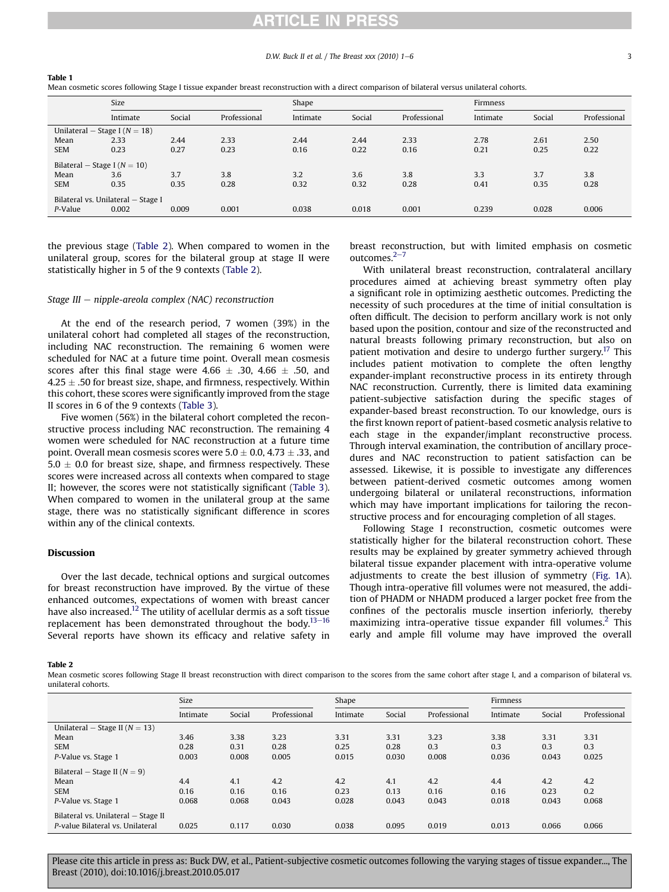**Table 1**
Mean cosmetic scores following Stage I tissue expander breast reconstruction with a direct comparison of bilateral versus unilateral cohorts.

| | Size | | | Shape | | | Firmness | | |
|---|---|---|---|---|---|---|---|---|---|
| | Intimate | Social | Professional | Intimate | Social | Professional | Intimate | Social | Professional |
| Unilateral – Stage I ($N = 18$) | | | | | | | | | |
| Mean | 2.33 | 2.44 | 2.33 | 2.44 | 2.44 | 2.33 | 2.78 | 2.61 | 2.50 |
| SEM | 0.23 | 0.27 | 0.23 | 0.16 | 0.22 | 0.16 | 0.21 | 0.25 | 0.22 |
| Bilateral – Stage I ($N = 10$) | | | | | | | | | |
| Mean | 3.6 | 3.7 | 3.8 | 3.2 | 3.6 | 3.8 | 3.3 | 3.7 | 3.8 |
| SEM | 0.35 | 0.35 | 0.28 | 0.32 | 0.32 | 0.28 | 0.41 | 0.35 | 0.28 |
| Bilateral vs. Unilateral – Stage I | | | | | | | | | |
| *P*-Value | 0.002 | 0.009 | 0.001 | 0.038 | 0.018 | 0.001 | 0.239 | 0.028 | 0.006 |

the previous stage (Table 2). When compared to women in the unilateral group, scores for the bilateral group at stage II were statistically higher in 5 of the 9 contexts (Table 2).

*Stage III – nipple-areola complex (NAC) reconstruction*

At the end of the research period, 7 women (39%) in the unilateral cohort had completed all stages of the reconstruction, including NAC reconstruction. The remaining 6 women were scheduled for NAC at a future time point. Overall mean cosmesis scores after this final stage were $4.66 \pm .30$, $4.66 \pm .50$, and $4.25 \pm .50$ for breast size, shape, and firmness, respectively. Within this cohort, these scores were significantly improved from the stage II scores in 6 of the 9 contexts (Table 3).

Five women (56%) in the bilateral cohort completed the reconstructive process including NAC reconstruction. The remaining 4 women were scheduled for NAC reconstruction at a future time point. Overall mean cosmesis scores were $5.0 \pm 0.0$, $4.73 \pm .33$, and $5.0 \pm 0.0$ for breast size, shape, and firmness respectively. These scores were increased across all contexts when compared to stage II; however, the scores were not statistically significant (Table 3). When compared to women in the unilateral group at the same stage, there was no statistically significant difference in scores within any of the clinical contexts.

## Discussion

Over the last decade, technical options and surgical outcomes for breast reconstruction have improved. By the virtue of these enhanced outcomes, expectations of women with breast cancer have also increased.[12] The utility of acellular dermis as a soft tissue replacement has been demonstrated throughout the body.[13–16] Several reports have shown its efficacy and relative safety in breast reconstruction, but with limited emphasis on cosmetic outcomes.[2–7]

With unilateral breast reconstruction, contralateral ancillary procedures aimed at achieving breast symmetry often play a significant role in optimizing aesthetic outcomes. Predicting the necessity of such procedures at the time of initial consultation is often difficult. The decision to perform ancillary work is not only based upon the position, contour and size of the reconstructed and natural breasts following primary reconstruction, but also on patient motivation and desire to undergo further surgery.[17] This includes patient motivation to complete the often lengthy expander-implant reconstructive process in its entirety through NAC reconstruction. Currently, there is limited data examining patient-subjective satisfaction during the specific stages of expander-based breast reconstruction. To our knowledge, ours is the first known report of patient-based cosmetic analysis relative to each stage in the expander/implant reconstructive process. Through interval examination, the contribution of ancillary procedures and NAC reconstruction to patient satisfaction can be assessed. Likewise, it is possible to investigate any differences between patient-derived cosmetic outcomes among women undergoing bilateral or unilateral reconstructions, information which may have important implications for tailoring the reconstructive process and for encouraging completion of all stages.

Following Stage I reconstruction, cosmetic outcomes were statistically higher for the bilateral reconstruction cohort. These results may be explained by greater symmetry achieved through bilateral tissue expander placement with intra-operative volume adjustments to create the best illusion of symmetry (Fig. 1A). Though intra-operative fill volumes were not measured, the addition of PHADM or NHADM produced a larger pocket free from the confines of the pectoralis muscle insertion inferiorly, thereby maximizing intra-operative tissue expander fill volumes.[2] This early and ample fill volume may have improved the overall

**Table 2**
Mean cosmetic scores following Stage II breast reconstruction with direct comparison to the scores from the same cohort after stage I, and a comparison of bilateral vs. unilateral cohorts.

| | Size | | | Shape | | | Firmness | | |
|---|---|---|---|---|---|---|---|---|---|
| | Intimate | Social | Professional | Intimate | Social | Professional | Intimate | Social | Professional |
| Unilateral – Stage II ($N = 13$) | | | | | | | | | |
| Mean | 3.46 | 3.38 | 3.23 | 3.31 | 3.31 | 3.23 | 3.38 | 3.31 | 3.31 |
| SEM | 0.28 | 0.31 | 0.28 | 0.25 | 0.28 | 0.3 | 0.3 | 0.3 | 0.3 |
| *P*-Value vs. Stage 1 | 0.003 | 0.008 | 0.005 | 0.015 | 0.030 | 0.008 | 0.036 | 0.043 | 0.025 |
| Bilateral – Stage II ($N = 9$) | | | | | | | | | |
| Mean | 4.4 | 4.1 | 4.2 | 4.2 | 4.1 | 4.2 | 4.4 | 4.2 | 4.2 |
| SEM | 0.16 | 0.16 | 0.16 | 0.23 | 0.13 | 0.16 | 0.16 | 0.23 | 0.2 |
| *P*-Value vs. Stage 1 | 0.068 | 0.068 | 0.043 | 0.028 | 0.043 | 0.043 | 0.018 | 0.043 | 0.068 |
| Bilateral vs. Unilateral – Stage II | | | | | | | | | |
| *P*-value Bilateral vs. Unilateral | 0.025 | 0.117 | 0.030 | 0.038 | 0.095 | 0.019 | 0.013 | 0.066 | 0.066 |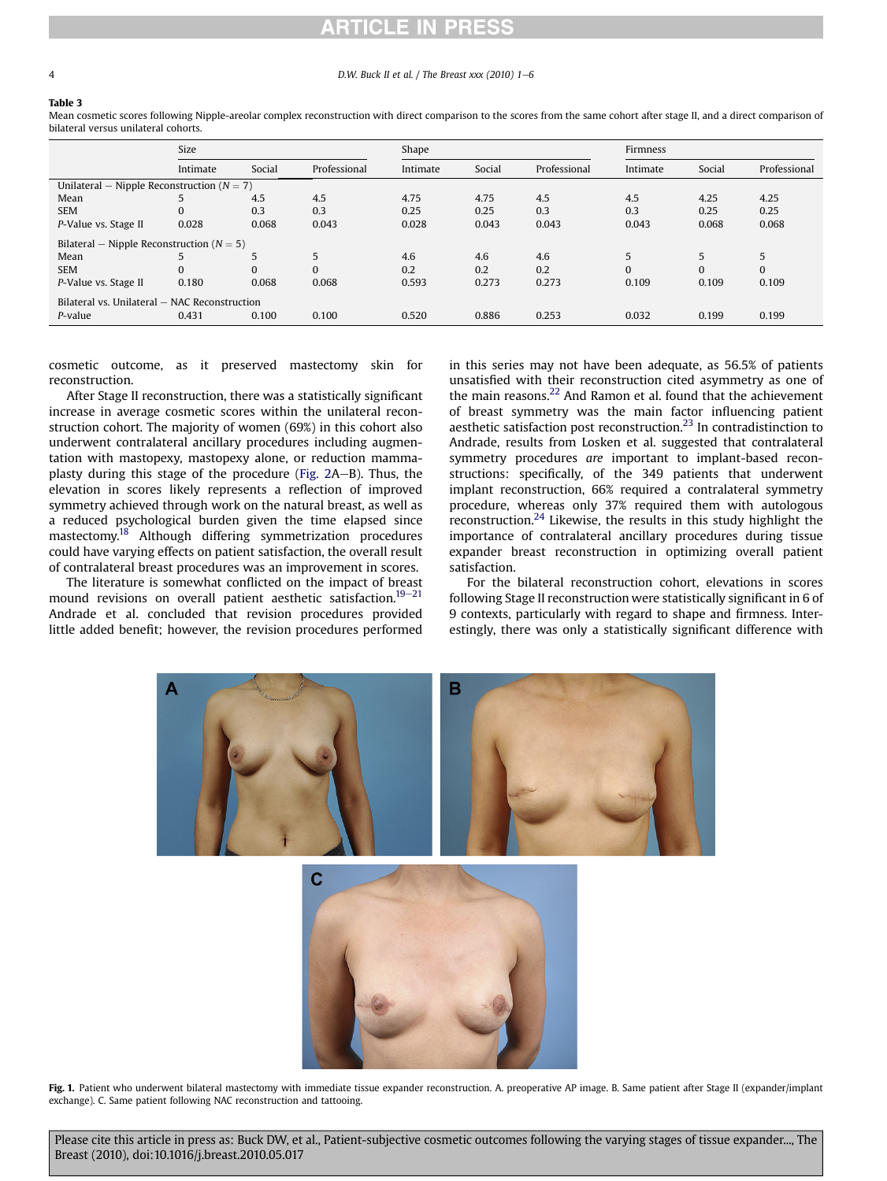**Table 3**
Mean cosmetic scores following Nipple-areolar complex reconstruction with direct comparison to the scores from the same cohort after stage II, and a direct comparison of bilateral versus unilateral cohorts.

| | Size | | | Shape | | | Firmness | | |
|---|---|---|---|---|---|---|---|---|---|
| | Intimate | Social | Professional | Intimate | Social | Professional | Intimate | Social | Professional |
| Unilateral – Nipple Reconstruction ($N = 7$) | | | | | | | | | |
| Mean | 5 | 4.5 | 4.5 | 4.75 | 4.75 | 4.5 | 4.5 | 4.25 | 4.25 |
| SEM | 0 | 0.3 | 0.3 | 0.25 | 0.25 | 0.3 | 0.3 | 0.25 | 0.25 |
| *P*-Value vs. Stage II | 0.028 | 0.068 | 0.043 | 0.028 | 0.043 | 0.043 | 0.043 | 0.068 | 0.068 |
| Bilateral – Nipple Reconstruction ($N = 5$) | | | | | | | | | |
| Mean | 5 | 5 | 5 | 4.6 | 4.6 | 4.6 | 5 | 5 | 5 |
| SEM | 0 | 0 | 0 | 0.2 | 0.2 | 0.2 | 0 | 0 | 0 |
| *P*-Value vs. Stage II | 0.180 | 0.068 | 0.068 | 0.593 | 0.273 | 0.273 | 0.109 | 0.109 | 0.109 |
| Bilateral vs. Unilateral – NAC Reconstruction | | | | | | | | | |
| *P*-value | 0.431 | 0.100 | 0.100 | 0.520 | 0.886 | 0.253 | 0.032 | 0.199 | 0.199 |

cosmetic outcome, as it preserved mastectomy skin for reconstruction.

After Stage II reconstruction, there was a statistically significant increase in average cosmetic scores within the unilateral reconstruction cohort. The majority of women (69%) in this cohort also underwent contralateral ancillary procedures including augmentation with mastopexy, mastopexy alone, or reduction mammaplasty during this stage of the procedure (Fig. 2A–B). Thus, the elevation in scores likely represents a reflection of improved symmetry achieved through work on the natural breast, as well as a reduced psychological burden given the time elapsed since mastectomy.[18] Although differing symmetrization procedures could have varying effects on patient satisfaction, the overall result of contralateral breast procedures was an improvement in scores.

The literature is somewhat conflicted on the impact of breast mound revisions on overall patient aesthetic satisfaction.[19–21] Andrade et al. concluded that revision procedures provided little added benefit; however, the revision procedures performed in this series may not have been adequate, as 56.5% of patients unsatisfied with their reconstruction cited asymmetry as one of the main reasons.[22] And Ramon et al. found that the achievement of breast symmetry was the main factor influencing patient aesthetic satisfaction post reconstruction.[23] In contradistinction to Andrade, results from Losken et al. suggested that contralateral symmetry procedures *are* important to implant-based reconstructions: specifically, of the 349 patients that underwent implant reconstruction, 66% required a contralateral symmetry procedure, whereas only 37% required them with autologous reconstruction.[24] Likewise, the results in this study highlight the importance of contralateral ancillary procedures during tissue expander breast reconstruction in optimizing overall patient satisfaction.

For the bilateral reconstruction cohort, elevations in scores following Stage II reconstruction were statistically significant in 6 of 9 contexts, particularly with regard to shape and firmness. Interestingly, there was only a statistically significant difference with

**Fig. 1.** Patient who underwent bilateral mastectomy with immediate tissue expander reconstruction. A. preoperative AP image. B. Same patient after Stage II (expander/implant exchange). C. Same patient following NAC reconstruction and tattooing.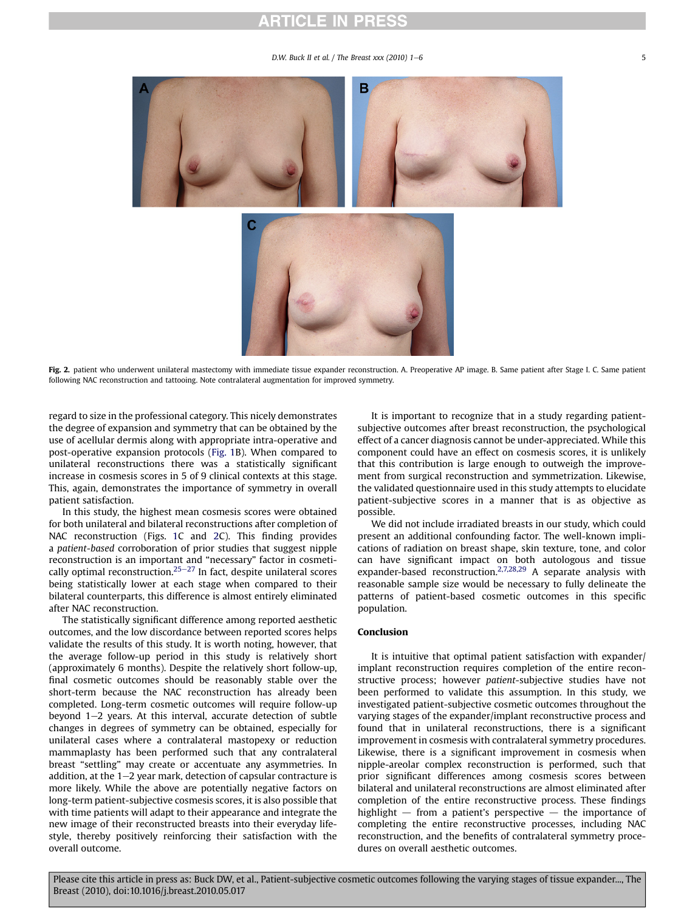Fig. 2. patient who underwent unilateral mastectomy with immediate tissue expander reconstruction. A. Preoperative AP image. B. Same patient after Stage I. C. Same patient following NAC reconstruction and tattooing. Note contralateral augmentation for improved symmetry.

regard to size in the professional category. This nicely demonstrates the degree of expansion and symmetry that can be obtained by the use of acellular dermis along with appropriate intra-operative and post-operative expansion protocols (Fig. 1B). When compared to unilateral reconstructions there was a statistically significant increase in cosmesis scores in 5 of 9 clinical contexts at this stage. This, again, demonstrates the importance of symmetry in overall patient satisfaction.

In this study, the highest mean cosmesis scores were obtained for both unilateral and bilateral reconstructions after completion of NAC reconstruction (Figs. 1C and 2C). This finding provides a *patient-based* corroboration of prior studies that suggest nipple reconstruction is an important and "necessary" factor in cosmetically optimal reconstruction.[25–27] In fact, despite unilateral scores being statistically lower at each stage when compared to their bilateral counterparts, this difference is almost entirely eliminated after NAC reconstruction.

The statistically significant difference among reported aesthetic outcomes, and the low discordance between reported scores helps validate the results of this study. It is worth noting, however, that the average follow-up period in this study is relatively short (approximately 6 months). Despite the relatively short follow-up, final cosmetic outcomes should be reasonably stable over the short-term because the NAC reconstruction has already been completed. Long-term cosmetic outcomes will require follow-up beyond 1–2 years. At this interval, accurate detection of subtle changes in degrees of symmetry can be obtained, especially for unilateral cases where a contralateral mastopexy or reduction mammaplasty has been performed such that any contralateral breast "settling" may create or accentuate any asymmetries. In addition, at the 1–2 year mark, detection of capsular contracture is more likely. While the above are potentially negative factors on long-term patient-subjective cosmesis scores, it is also possible that with time patients will adapt to their appearance and integrate the new image of their reconstructed breasts into their everyday lifestyle, thereby positively reinforcing their satisfaction with the overall outcome.

It is important to recognize that in a study regarding patient-subjective outcomes after breast reconstruction, the psychological effect of a cancer diagnosis cannot be under-appreciated. While this component could have an effect on cosmesis scores, it is unlikely that this contribution is large enough to outweigh the improvement from surgical reconstruction and symmetrization. Likewise, the validated questionnaire used in this study attempts to elucidate patient-subjective scores in a manner that is as objective as possible.

We did not include irradiated breasts in our study, which could present an additional confounding factor. The well-known implications of radiation on breast shape, skin texture, tone, and color can have significant impact on both autologous and tissue expander-based reconstruction.[2,7,28,29] A separate analysis with reasonable sample size would be necessary to fully delineate the patterns of patient-based cosmetic outcomes in this specific population.

## Conclusion

It is intuitive that optimal patient satisfaction with expander/implant reconstruction requires completion of the entire reconstructive process; however *patient*-subjective studies have not been performed to validate this assumption. In this study, we investigated patient-subjective cosmetic outcomes throughout the varying stages of the expander/implant reconstructive process and found that in unilateral reconstructions, there is a significant improvement in cosmesis with contralateral symmetry procedures. Likewise, there is a significant improvement in cosmesis when nipple-areolar complex reconstruction is performed, such that prior significant differences among cosmesis scores between bilateral and unilateral reconstructions are almost eliminated after completion of the entire reconstructive process. These findings highlight — from a patient's perspective — the importance of completing the entire reconstructive processes, including NAC reconstruction, and the benefits of contralateral symmetry procedures on overall aesthetic outcomes.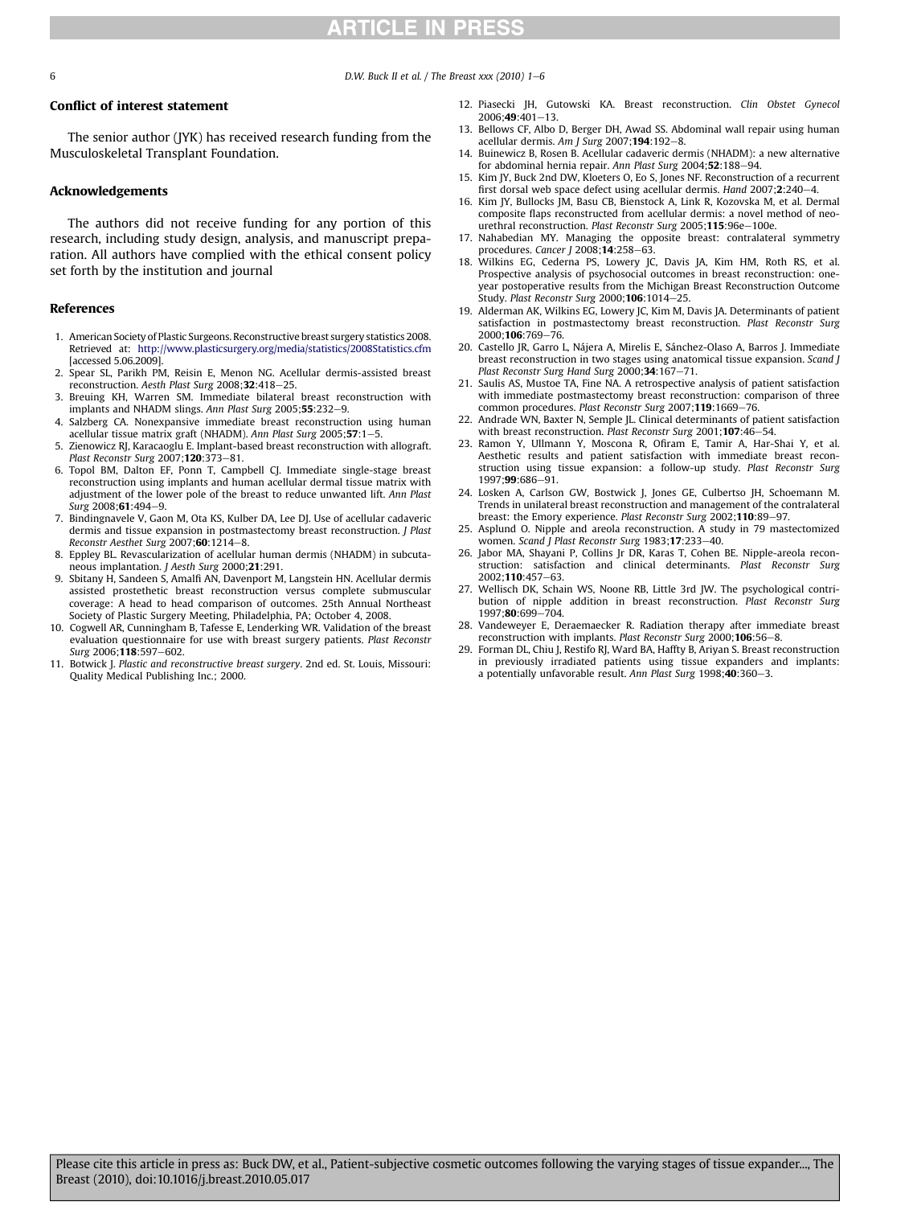## Conflict of interest statement

The senior author (JYK) has received research funding from the Musculoskeletal Transplant Foundation.

## Acknowledgements

The authors did not receive funding for any portion of this research, including study design, analysis, and manuscript preparation. All authors have complied with the ethical consent policy set forth by the institution and journal

## References

1. American Society of Plastic Surgeons. Reconstructive breast surgery statistics 2008. Retrieved at: http://www.plasticsurgery.org/media/statistics/2008Statistics.cfm [accessed 5.06.2009].
2. Spear SL, Parikh PM, Reisin E, Menon NG. Acellular dermis-assisted breast reconstruction. *Aesth Plast Surg* 2008;**32**:418–25.
3. Breuing KH, Warren SM. Immediate bilateral breast reconstruction with implants and NHADM slings. *Ann Plast Surg* 2005;**55**:232–9.
4. Salzberg CA. Nonexpansive immediate breast reconstruction using human acellular tissue matrix graft (NHADM). *Ann Plast Surg* 2005;**57**:1–5.
5. Zienowicz RJ, Karacaoglu E. Implant-based breast reconstruction with allograft. *Plast Reconstr Surg* 2007;**120**:373–81.
6. Topol BM, Dalton EF, Ponn T, Campbell CJ. Immediate single-stage breast reconstruction using implants and human acellular dermal tissue matrix with adjustment of the lower pole of the breast to reduce unwanted lift. *Ann Plast Surg* 2008;**61**:494–9.
7. Bindingnavele V, Gaon M, Ota KS, Kulber DA, Lee DJ. Use of acellular cadaveric dermis and tissue expansion in postmastectomy breast reconstruction. *J Plast Reconstr Aesthet Surg* 2007;**60**:1214–8.
8. Eppley BL. Revascularization of acellular human dermis (NHADM) in subcutaneous implantation. *J Aesth Surg* 2000;**21**:291.
9. Sbitany H, Sandeen S, Amalfi AN, Davenport M, Langstein HN. Acellular dermis assisted prostethetic breast reconstruction versus complete submuscular coverage: A head to head comparison of outcomes. 25th Annual Northeast Society of Plastic Surgery Meeting, Philadelphia, PA; October 4, 2008.
10. Cogwell AR, Cunningham B, Tafesse E, Lenderking WR. Validation of the breast evaluation questionnaire for use with breast surgery patients. *Plast Reconstr Surg* 2006;**118**:597–602.
11. Botwick J. *Plastic and reconstructive breast surgery*. 2nd ed. St. Louis, Missouri: Quality Medical Publishing Inc.; 2000.
12. Piasecki JH, Gutowski KA. Breast reconstruction. *Clin Obstet Gynecol* 2006;**49**:401–13.
13. Bellows CF, Albo D, Berger DH, Awad SS. Abdominal wall repair using human acellular dermis. *Am J Surg* 2007;**194**:192–8.
14. Buinewicz B, Rosen B. Acellular cadaveric dermis (NHADM): a new alternative for abdominal hernia repair. *Ann Plast Surg* 2004;**52**:188–94.
15. Kim JY, Buck 2nd DW, Kloeters O, Eo S, Jones NF. Reconstruction of a recurrent first dorsal web space defect using acellular dermis. *Hand* 2007;**2**:240–4.
16. Kim JY, Bullocks JM, Basu CB, Bienstock A, Link R, Kozovska M, et al. Dermal composite flaps reconstructed from acellular dermis: a novel method of neourethral reconstruction. *Plast Reconstr Surg* 2005;**115**:96e–100e.
17. Nahabedian MY. Managing the opposite breast: contralateral symmetry procedures. *Cancer J* 2008;**14**:258–63.
18. Wilkins EG, Cederna PS, Lowery JC, Davis JA, Kim HM, Roth RS, et al. Prospective analysis of psychosocial outcomes in breast reconstruction: one-year postoperative results from the Michigan Breast Reconstruction Outcome Study. *Plast Reconstr Surg* 2000;**106**:1014–25.
19. Alderman AK, Wilkins EG, Lowery JC, Kim M, Davis JA. Determinants of patient satisfaction in postmastectomy breast reconstruction. *Plast Reconstr Surg* 2000;**106**:769–76.
20. Castello JR, Garro L, Nájera A, Mirelis E, Sánchez-Olaso A, Barros J. Immediate breast reconstruction in two stages using anatomical tissue expansion. *Scand J Plast Reconstr Surg Hand Surg* 2000;**34**:167–71.
21. Saulis AS, Mustoe TA, Fine NA. A retrospective analysis of patient satisfaction with immediate postmastectomy breast reconstruction: comparison of three common procedures. *Plast Reconstr Surg* 2007;**119**:1669–76.
22. Andrade WN, Baxter N, Semple JL. Clinical determinants of patient satisfaction with breast reconstruction. *Plast Reconstr Surg* 2001;**107**:46–54.
23. Ramon Y, Ullmann Y, Moscona R, Ofiram E, Tamir A, Har-Shai Y, et al. Aesthetic results and patient satisfaction with immediate breast reconstruction using tissue expansion: a follow-up study. *Plast Reconstr Surg* 1997;**99**:686–91.
24. Losken A, Carlson GW, Bostwick J, Jones GE, Culbertso JH, Schoemann M. Trends in unilateral breast reconstruction and management of the contralateral breast: the Emory experience. *Plast Reconstr Surg* 2002;**110**:89–97.
25. Asplund O. Nipple and areola reconstruction. A study in 79 mastectomized women. *Scand J Plast Reconstr Surg* 1983;**17**:233–40.
26. Jabor MA, Shayani P, Collins Jr DR, Karas T, Cohen BE. Nipple-areola reconstruction: satisfaction and clinical determinants. *Plast Reconstr Surg* 2002;**110**:457–63.
27. Wellisch DK, Schain WS, Noone RB, Little 3rd JW. The psychological contribution of nipple addition in breast reconstruction. *Plast Reconstr Surg* 1997;**80**:699–704.
28. Vandeweyer E, Deraemaecker R. Radiation therapy after immediate breast reconstruction with implants. *Plast Reconstr Surg* 2000;**106**:56–8.
29. Forman DL, Chiu J, Restifo RJ, Ward BA, Haffty B, Ariyan S. Breast reconstruction in previously irradiated patients using tissue expanders and implants: a potentially unfavorable result. *Ann Plast Surg* 1998;**40**:360–3.